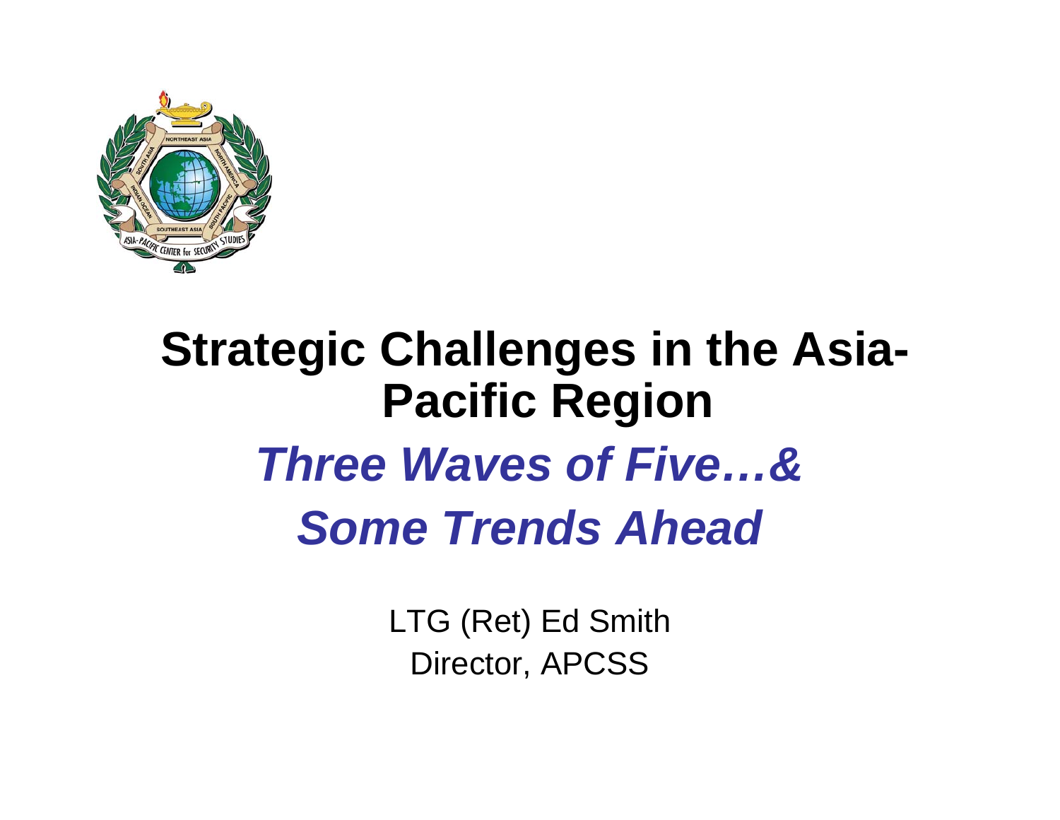# Strategic Challenges in the Asia-Pacific Region

## *Three Waves of Five…& Some Trends Ahead*

LTG (Ret) Ed Smith
Director, APCSS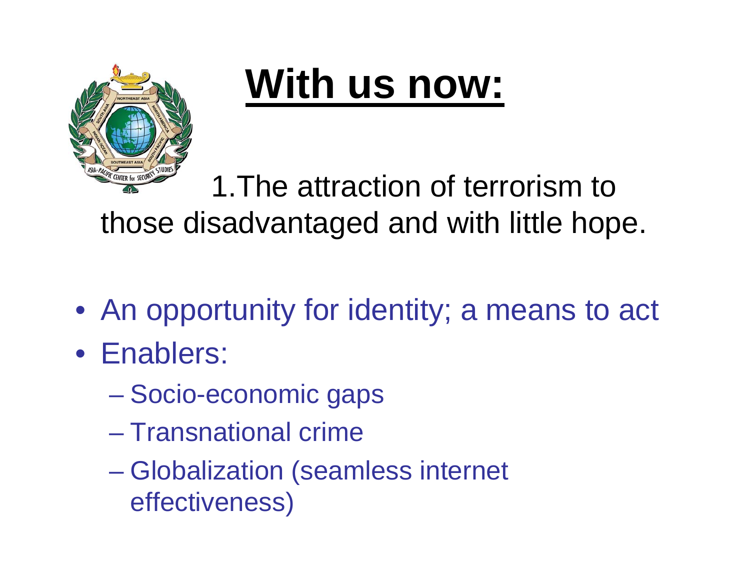# With us now:

1. The attraction of terrorism to those disadvantaged and with little hope.

- An opportunity for identity; a means to act
- Enablers:
  - Socio-economic gaps
  - Transnational crime
  - Globalization (seamless internet effectiveness)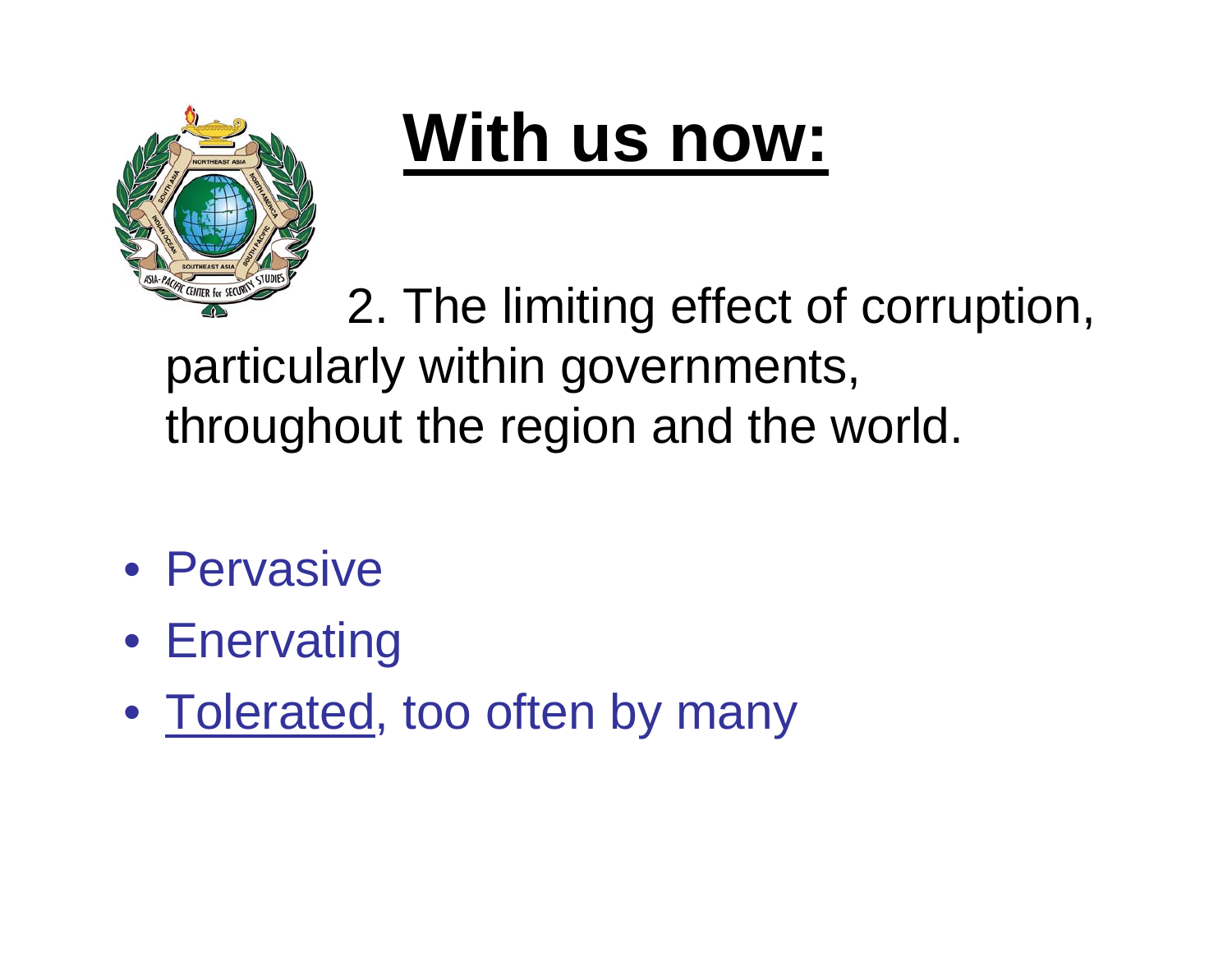# With us now:

2. The limiting effect of corruption, particularly within governments, throughout the region and the world.

- Pervasive
- Enervating
- Tolerated, too often by many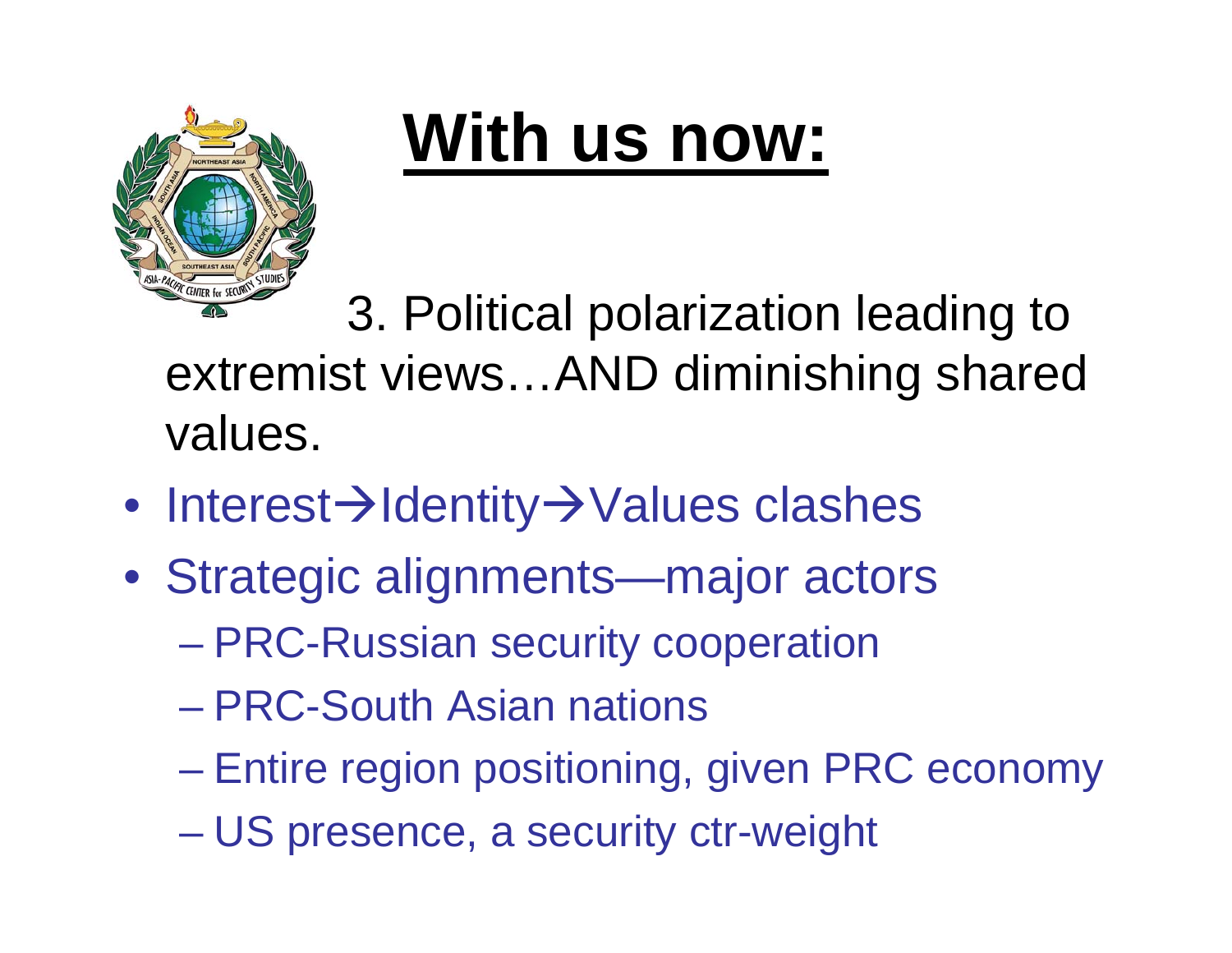# With us now:

3. Political polarization leading to extremist views…AND diminishing shared values.

- Interest→Identity→Values clashes
- Strategic alignments—major actors
  - PRC-Russian security cooperation
  - PRC-South Asian nations
  - Entire region positioning, given PRC economy
  - US presence, a security ctr-weight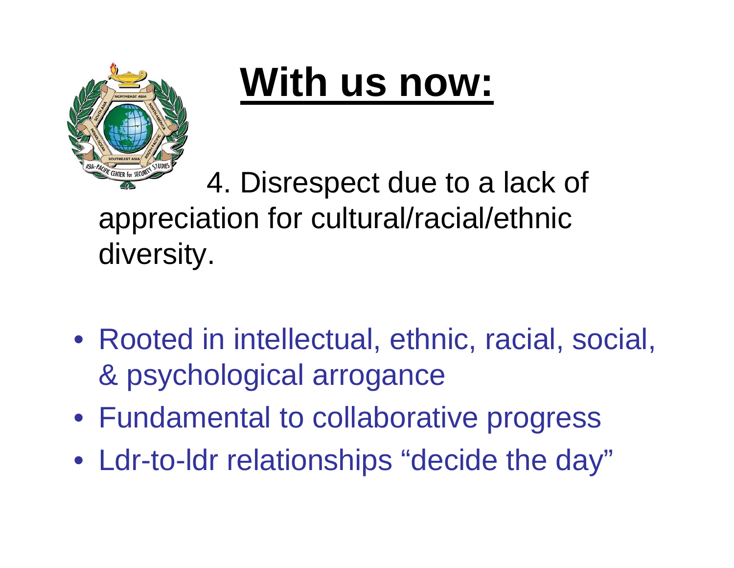# With us now:

4. Disrespect due to a lack of appreciation for cultural/racial/ethnic diversity.

- Rooted in intellectual, ethnic, racial, social, & psychological arrogance
- Fundamental to collaborative progress
- Ldr-to-ldr relationships “decide the day”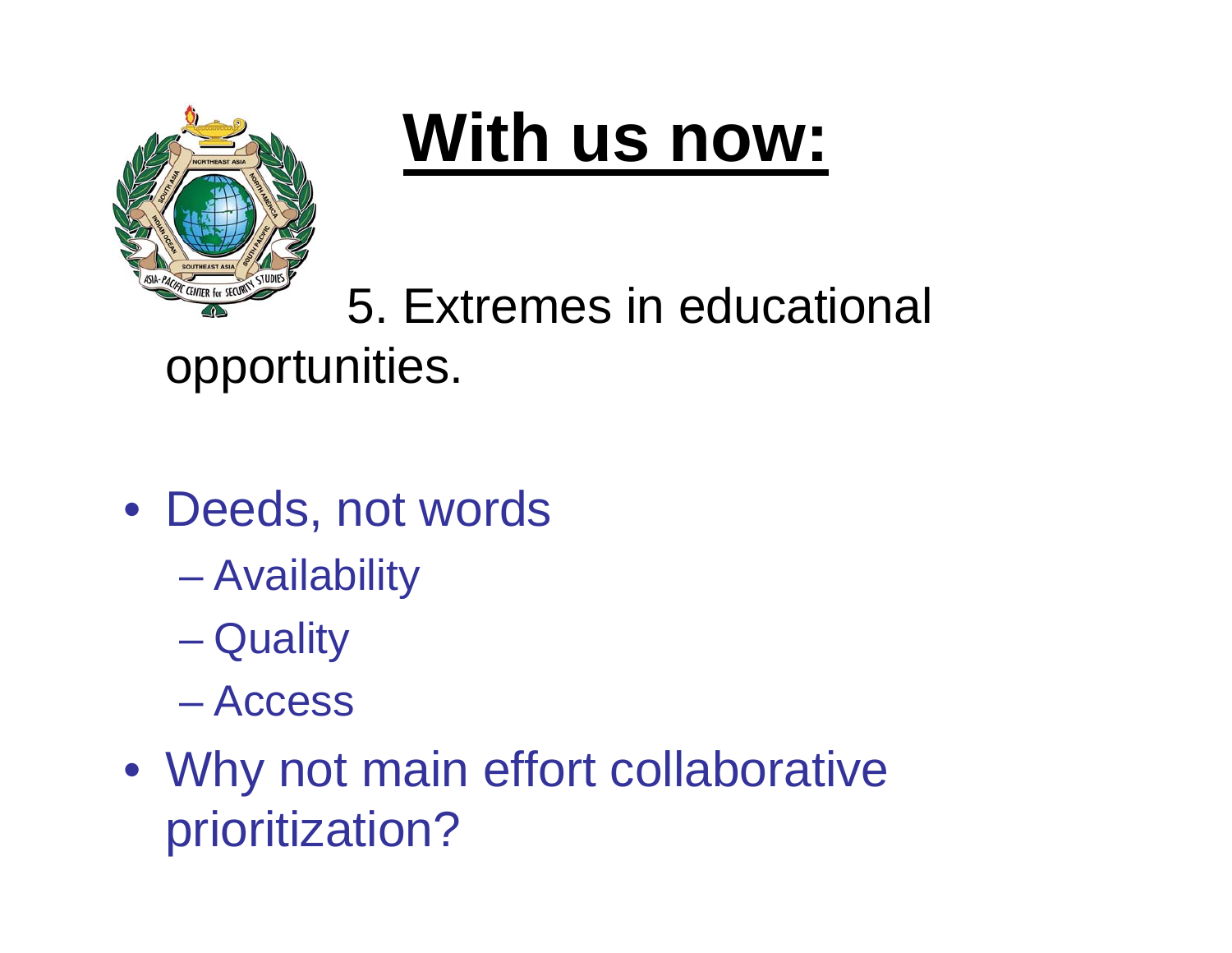# With us now:

5. Extremes in educational opportunities.

- Deeds, not words
  - Availability
  - Quality
  - Access
- Why not main effort collaborative prioritization?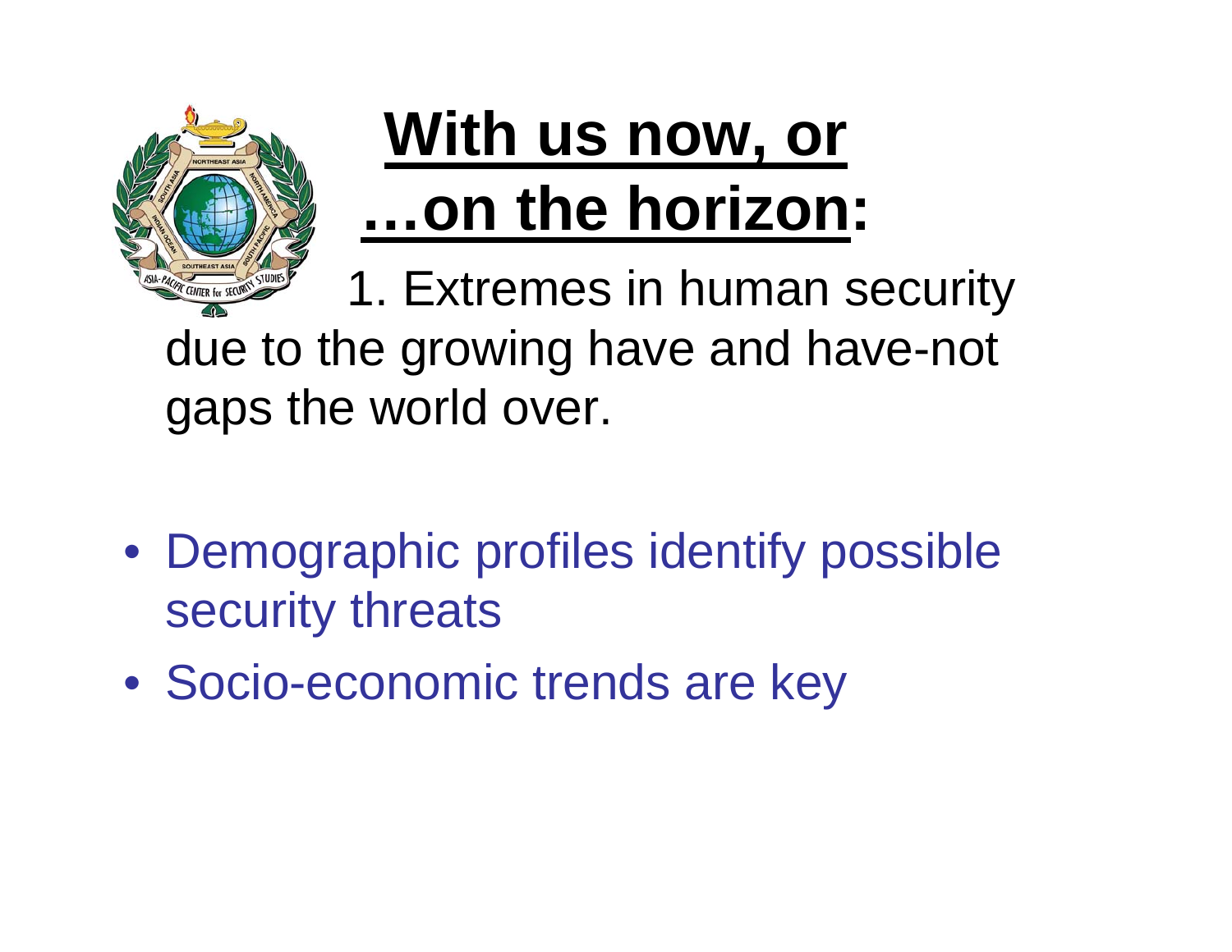# With us now, or …on the horizon:

1. Extremes in human security due to the growing have and have-not gaps the world over.

- Demographic profiles identify possible security threats
- Socio-economic trends are key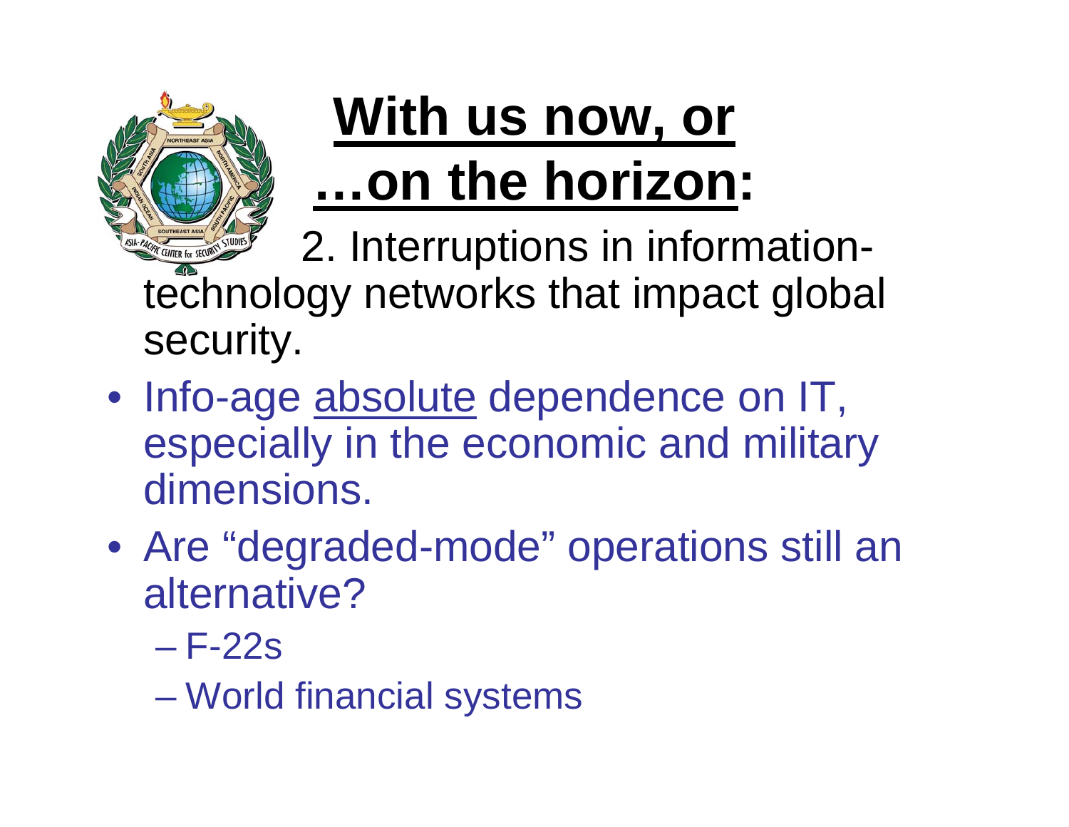# With us now, or …on the horizon:

2. Interruptions in information-technology networks that impact global security.

- Info-age absolute dependence on IT, especially in the economic and military dimensions.
- Are "degraded-mode" operations still an alternative?
  - F-22s
  - World financial systems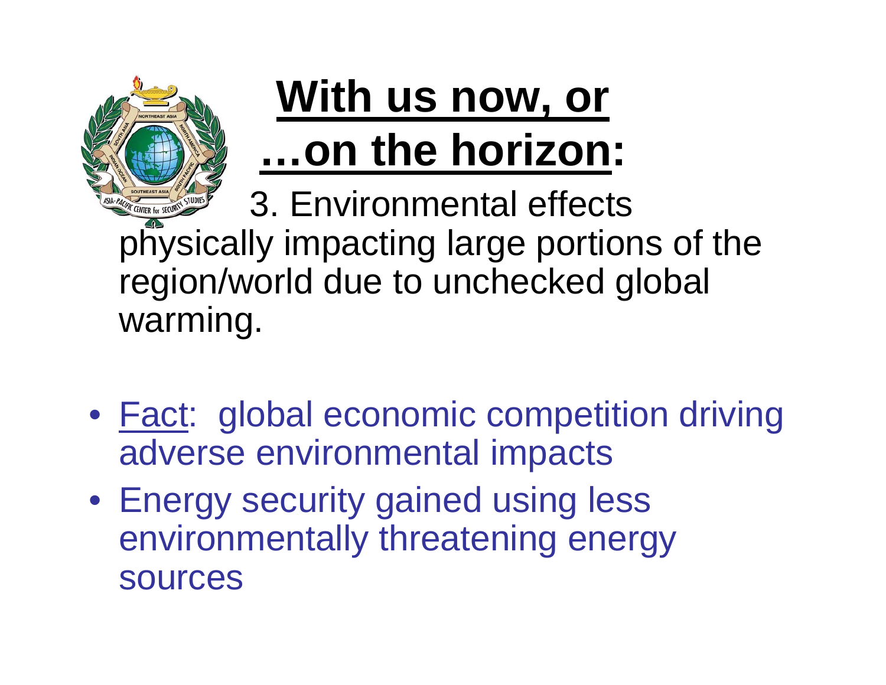# With us now, or …on the horizon:

3. Environmental effects physically impacting large portions of the region/world due to unchecked global warming.

- Fact: global economic competition driving adverse environmental impacts
- Energy security gained using less environmentally threatening energy sources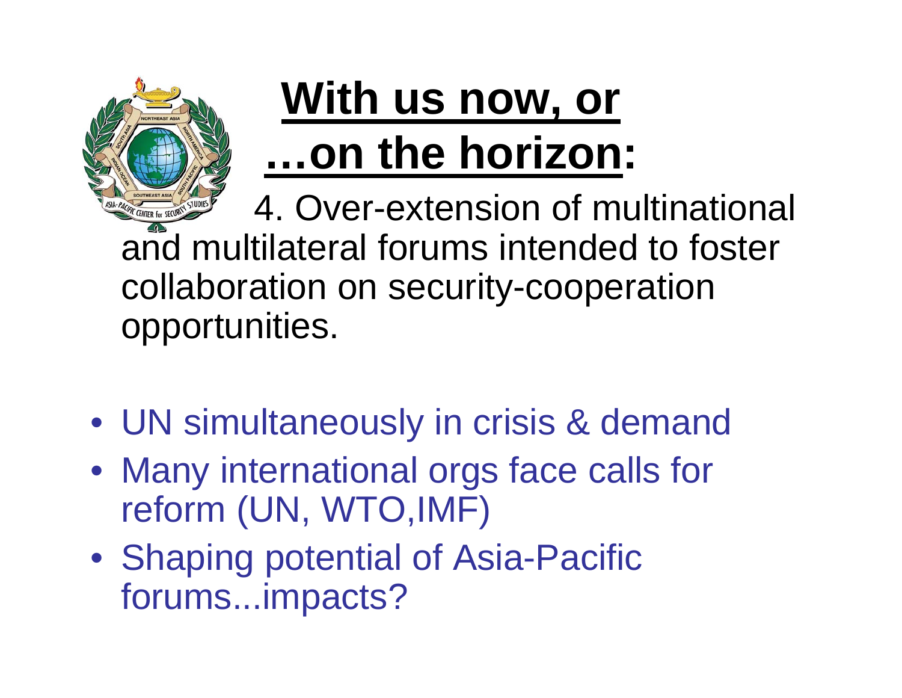# With us now, or …on the horizon:

4. Over-extension of multinational and multilateral forums intended to foster collaboration on security-cooperation opportunities.

- UN simultaneously in crisis & demand
- Many international orgs face calls for reform (UN, WTO,IMF)
- Shaping potential of Asia-Pacific forums...impacts?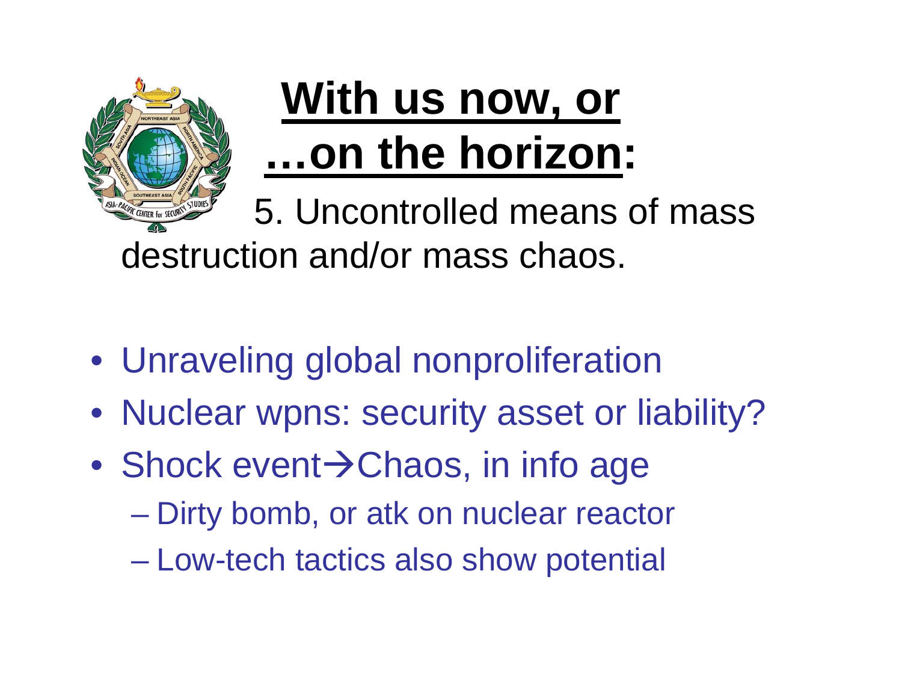# With us now, or …on the horizon:

5. Uncontrolled means of mass destruction and/or mass chaos.

- Unraveling global nonproliferation
- Nuclear wpns: security asset or liability?
- Shock event→Chaos, in info age
  - Dirty bomb, or atk on nuclear reactor
  - Low-tech tactics also show potential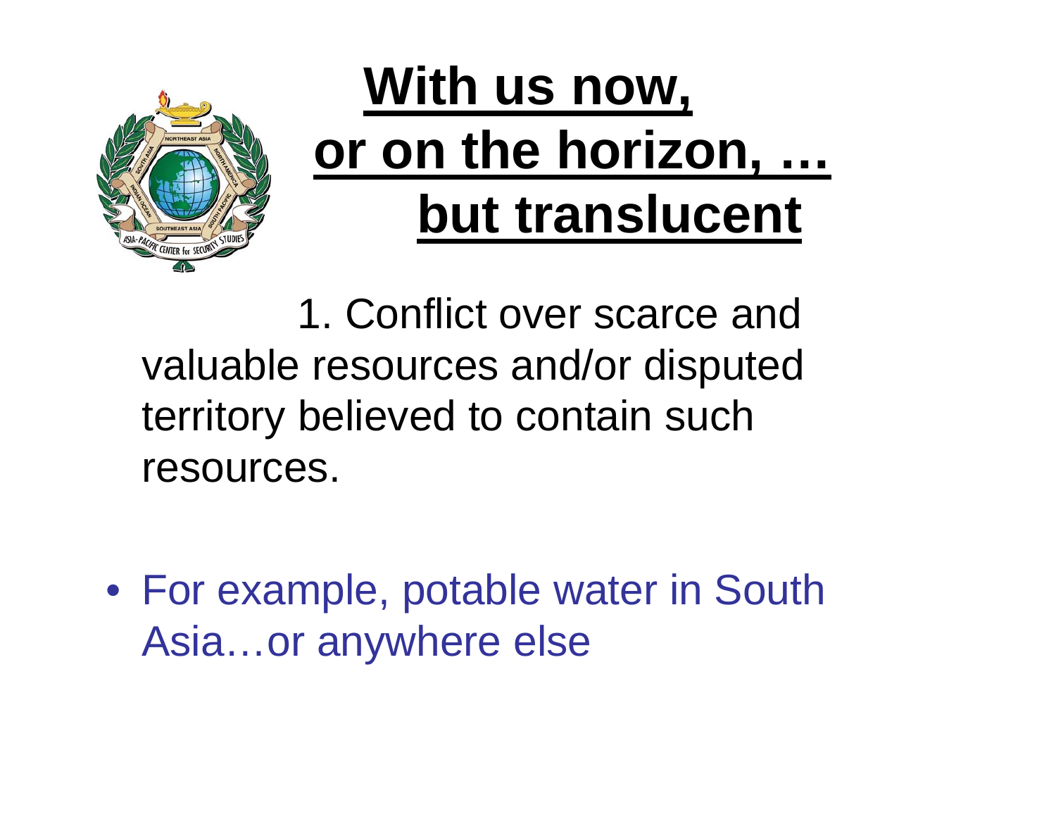# With us now, or on the horizon, … but translucent

1. Conflict over scarce and valuable resources and/or disputed territory believed to contain such resources.

- For example, potable water in South Asia…or anywhere else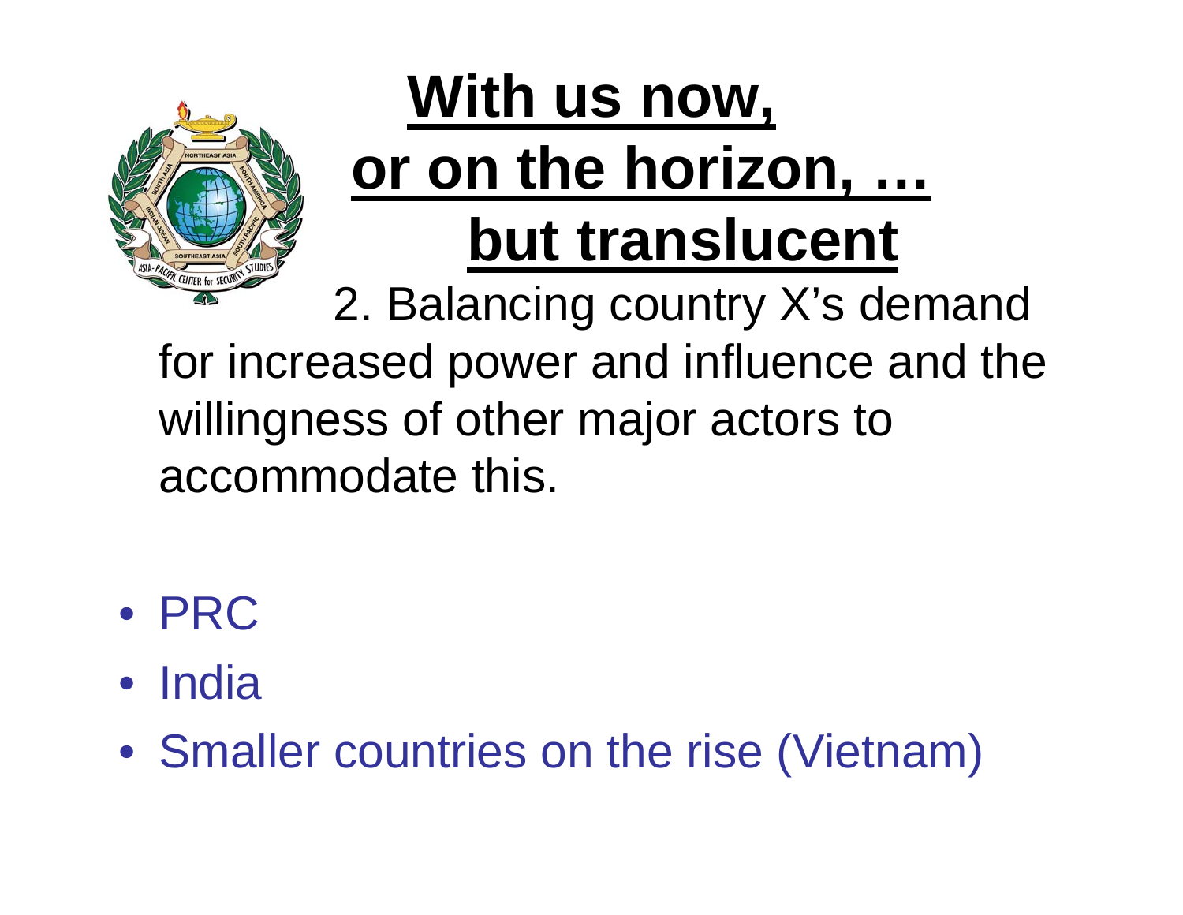# With us now, or on the horizon, … but translucent

2. Balancing country X's demand for increased power and influence and the willingness of other major actors to accommodate this.

- PRC
- India
- Smaller countries on the rise (Vietnam)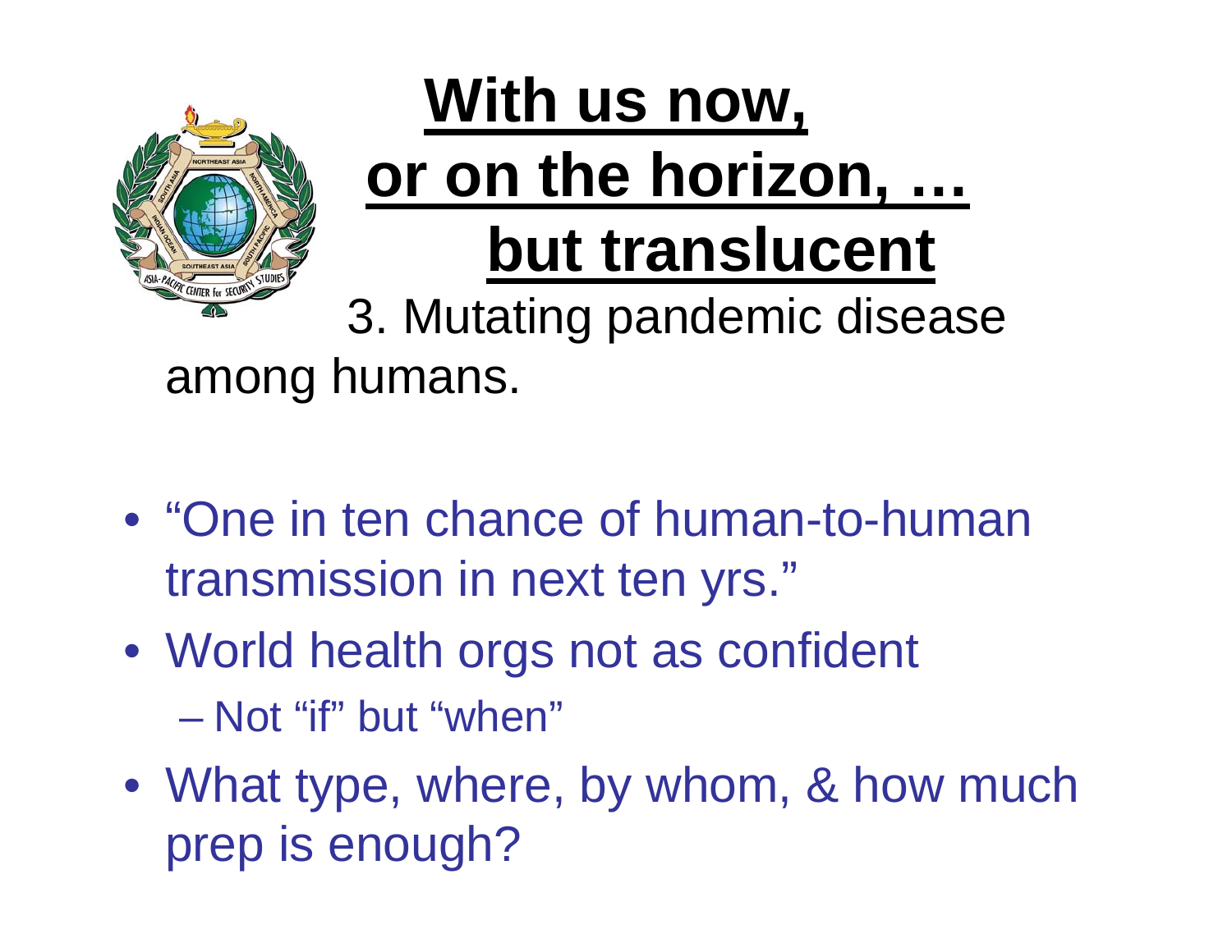# With us now, or on the horizon, … but translucent

3. Mutating pandemic disease among humans.

- "One in ten chance of human-to-human transmission in next ten yrs."
- World health orgs not as confident
  - Not "if" but "when"
- What type, where, by whom, & how much prep is enough?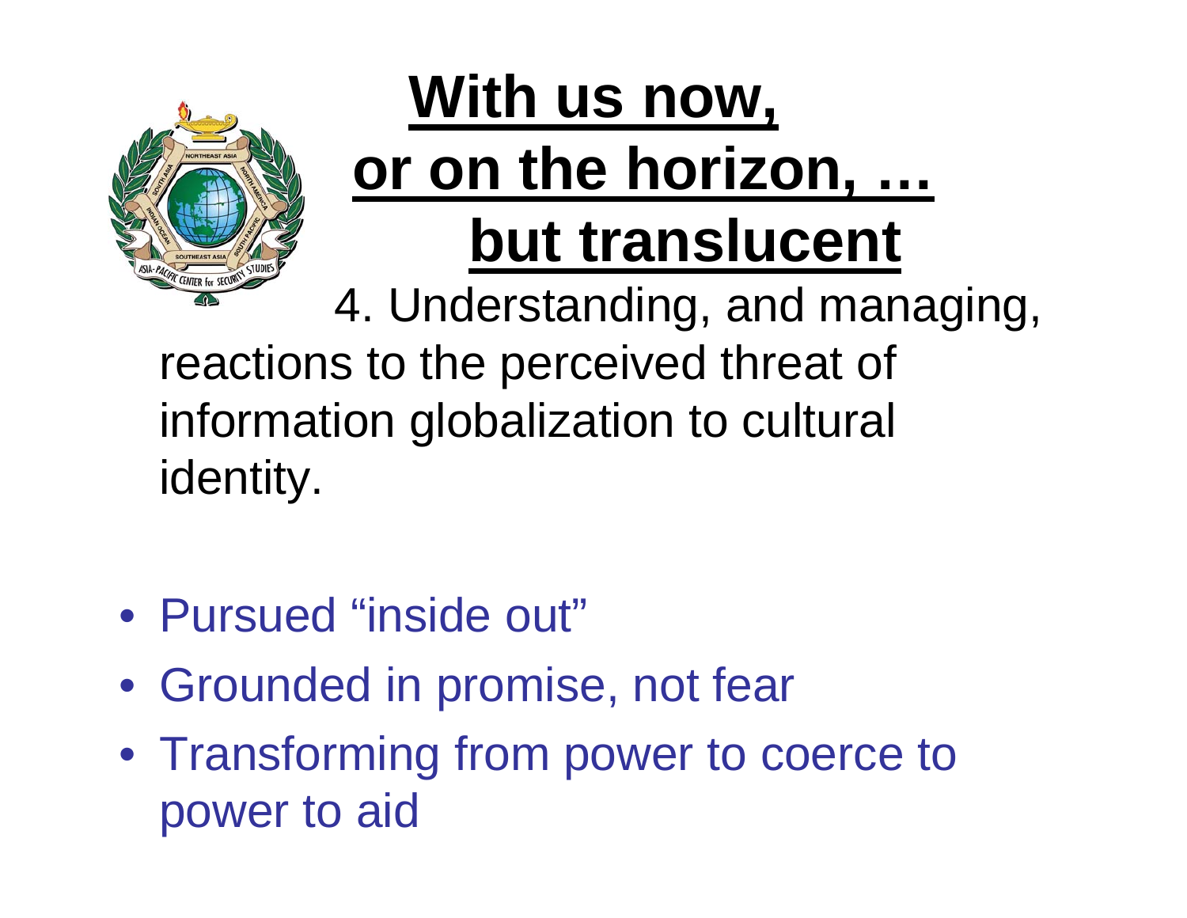# With us now, or on the horizon, … but translucent

4. Understanding, and managing, reactions to the perceived threat of information globalization to cultural identity.

- Pursued "inside out"
- Grounded in promise, not fear
- Transforming from power to coerce to power to aid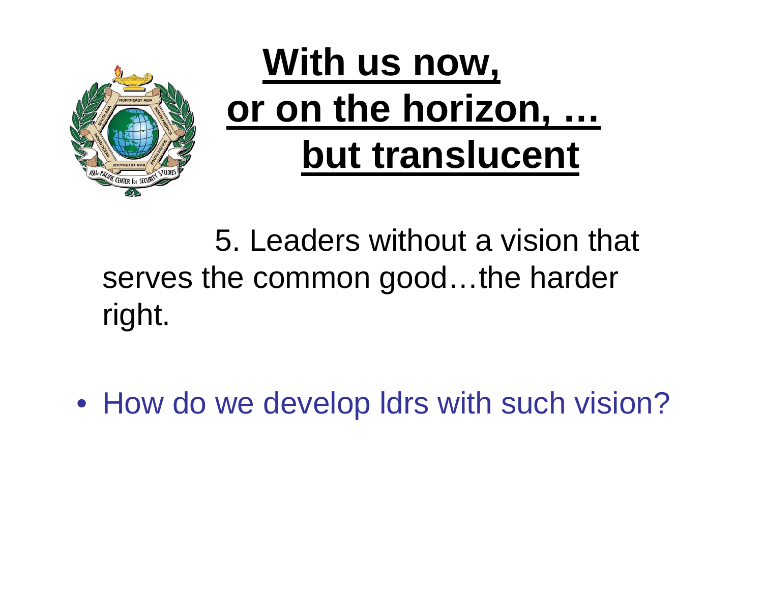# With us now, or on the horizon, … but translucent

5. Leaders without a vision that serves the common good…the harder right.

- How do we develop ldrs with such vision?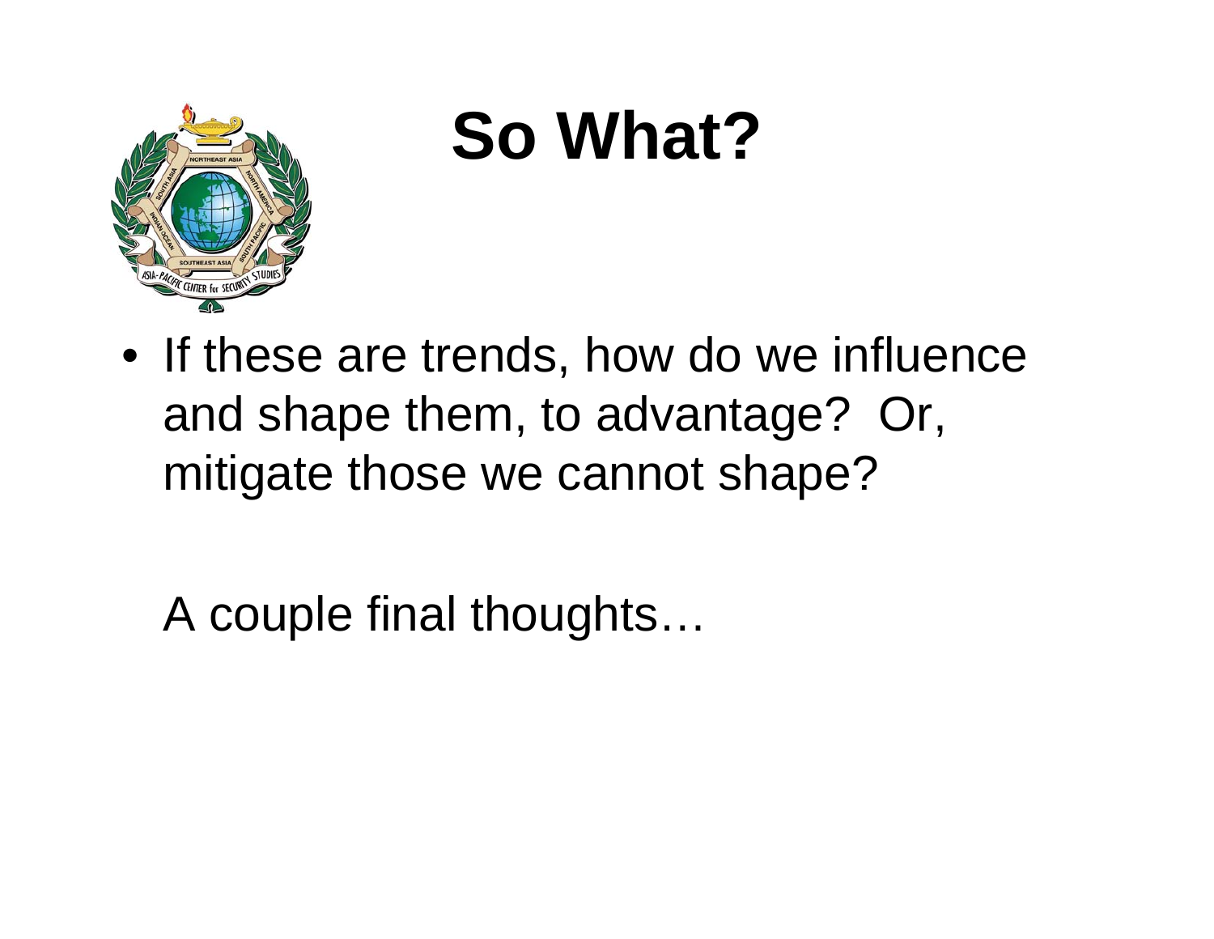# So What?

- If these are trends, how do we influence and shape them, to advantage? Or, mitigate those we cannot shape?

A couple final thoughts…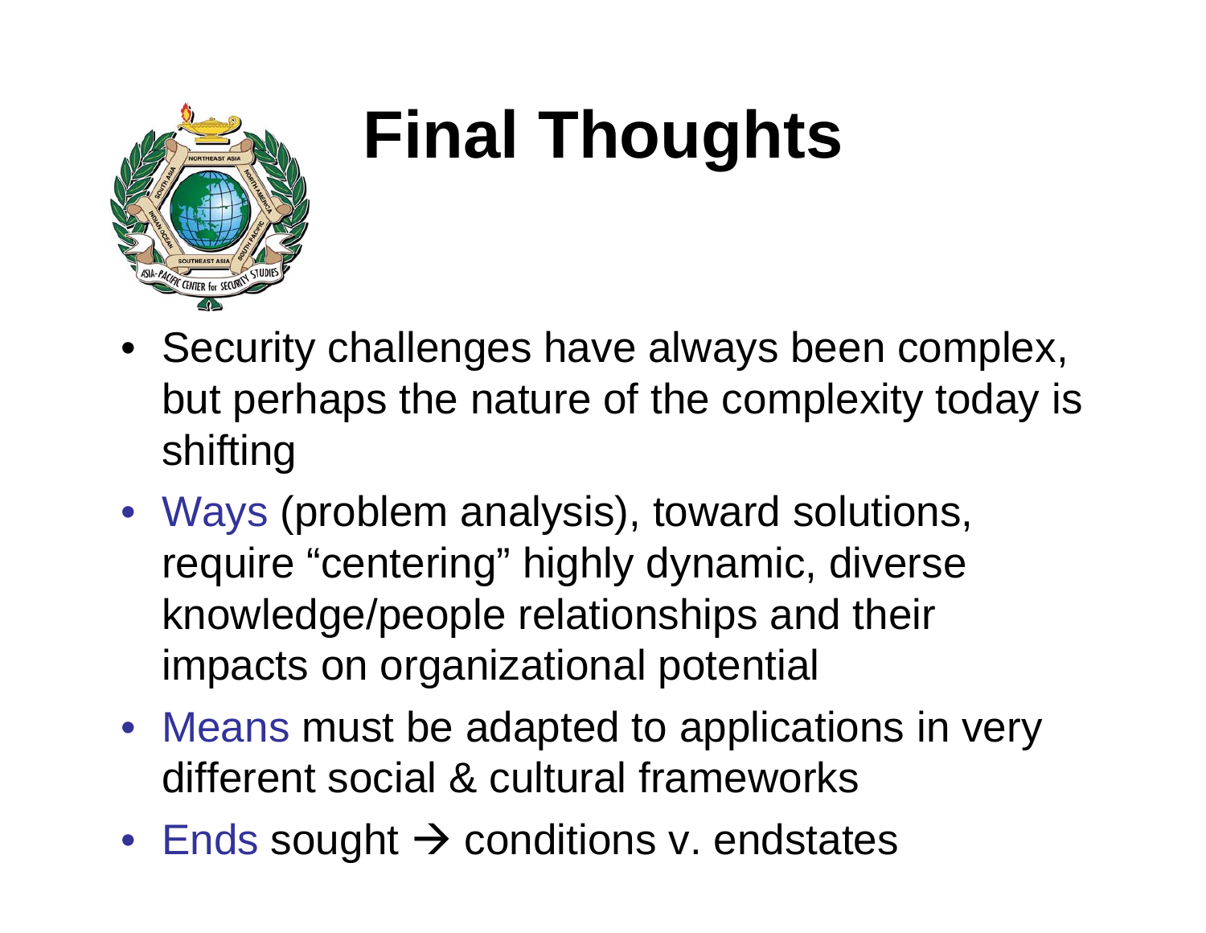# Final Thoughts

- Security challenges have always been complex, but perhaps the nature of the complexity today is shifting
- Ways (problem analysis), toward solutions, require "centering" highly dynamic, diverse knowledge/people relationships and their impacts on organizational potential
- Means must be adapted to applications in very different social & cultural frameworks
- Ends sought → conditions v. endstates